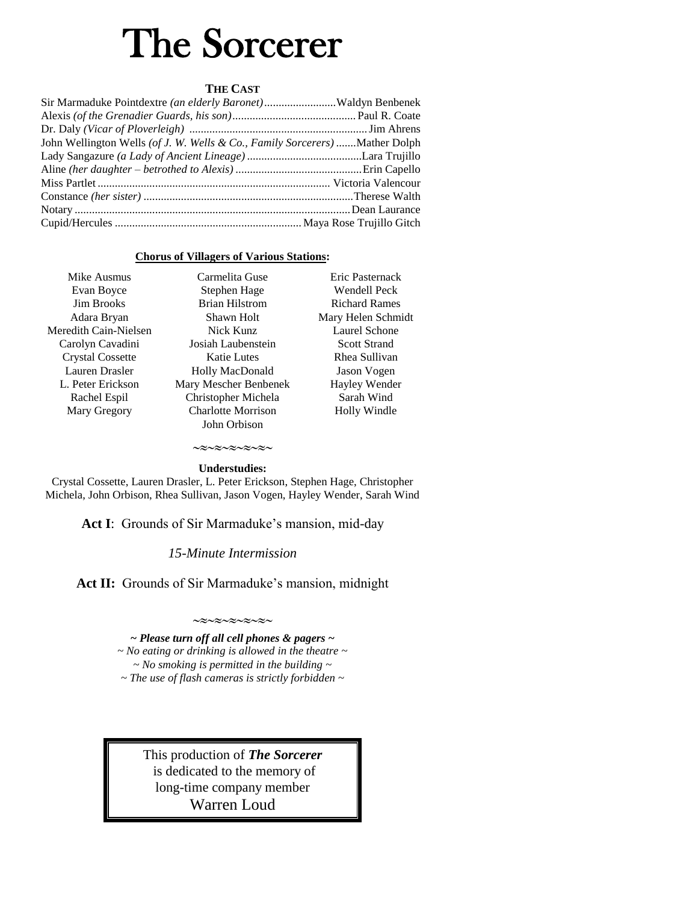# The Sorcerer

**THE CAST**

Sir Marmaduke Pointdextre *(an elderly Baronet)*........................Waldyn Benbenek
Alexis *(of the Grenadier Guards, his son)*.......................................... Paul R. Coate
Dr. Daly *(Vicar of Ploverleigh)* ............................................................ Jim Ahrens
John Wellington Wells *(of J. W. Wells & Co., Family Sorcerers)* .......Mather Dolph
Lady Sangazure *(a Lady of Ancient Lineage)* ........................................Lara Trujillo
Aline *(her daughter – betrothed to Alexis)* ...........................................Erin Capello
Miss Partlet ................................................................................ Victoria Valencour
Constance *(her sister)* ........................................................................Therese Walth
Notary ..............................................................................................Dean Laurance
Cupid/Hercules ................................................................Maya Rose Trujillo Gitch

**Chorus of Villagers of Various Stations:**

Mike Ausmus
Evan Boyce
Jim Brooks
Adara Bryan
Meredith Cain-Nielsen
Carolyn Cavadini
Crystal Cossette
Lauren Drasler
L. Peter Erickson
Rachel Espil
Mary Gregory
Carmelita Guse
Stephen Hage
Brian Hilstrom
Shawn Holt
Nick Kunz
Josiah Laubenstein
Katie Lutes
Holly MacDonald
Mary Mescher Benbenek
Christopher Michela
Charlotte Morrison
John Orbison
Eric Pasternack
Wendell Peck
Richard Rames
Mary Helen Schmidt
Laurel Schone
Scott Strand
Rhea Sullivan
Jason Vogen
Hayley Wender
Sarah Wind
Holly Windle

~≈~≈~≈~≈~

**Understudies:**

Crystal Cossette, Lauren Drasler, L. Peter Erickson, Stephen Hage, Christopher Michela, John Orbison, Rhea Sullivan, Jason Vogen, Hayley Wender, Sarah Wind

**Act I**: Grounds of Sir Marmaduke's mansion, mid-day

*15-Minute Intermission*

**Act II:** Grounds of Sir Marmaduke's mansion, midnight

~≈~≈~≈~≈~

***~ Please turn off all cell phones & pagers ~***
*~ No eating or drinking is allowed in the theatre ~*
*~ No smoking is permitted in the building ~*
*~ The use of flash cameras is strictly forbidden ~*

This production of ***The Sorcerer*** is dedicated to the memory of long-time company member Warren Loud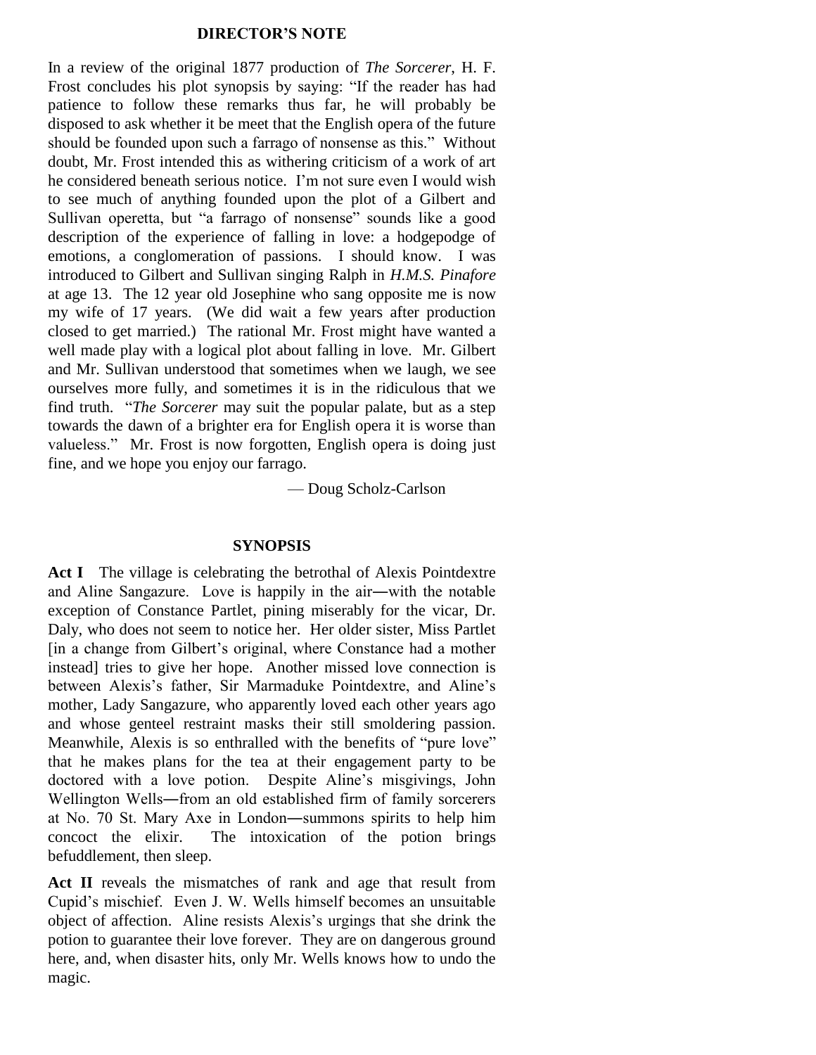## DIRECTOR'S NOTE

In a review of the original 1877 production of *The Sorcerer*, H. F. Frost concludes his plot synopsis by saying: "If the reader has had patience to follow these remarks thus far, he will probably be disposed to ask whether it be meet that the English opera of the future should be founded upon such a farrago of nonsense as this." Without doubt, Mr. Frost intended this as withering criticism of a work of art he considered beneath serious notice. I'm not sure even I would wish to see much of anything founded upon the plot of a Gilbert and Sullivan operetta, but "a farrago of nonsense" sounds like a good description of the experience of falling in love: a hodgepodge of emotions, a conglomeration of passions. I should know. I was introduced to Gilbert and Sullivan singing Ralph in *H.M.S. Pinafore* at age 13. The 12 year old Josephine who sang opposite me is now my wife of 17 years. (We did wait a few years after production closed to get married.) The rational Mr. Frost might have wanted a well made play with a logical plot about falling in love. Mr. Gilbert and Mr. Sullivan understood that sometimes when we laugh, we see ourselves more fully, and sometimes it is in the ridiculous that we find truth. "*The Sorcerer* may suit the popular palate, but as a step towards the dawn of a brighter era for English opera it is worse than valueless." Mr. Frost is now forgotten, English opera is doing just fine, and we hope you enjoy our farrago.

— Doug Scholz-Carlson

## SYNOPSIS

**Act I** The village is celebrating the betrothal of Alexis Pointdextre and Aline Sangazure. Love is happily in the air―with the notable exception of Constance Partlet, pining miserably for the vicar, Dr. Daly, who does not seem to notice her. Her older sister, Miss Partlet [in a change from Gilbert's original, where Constance had a mother instead] tries to give her hope. Another missed love connection is between Alexis's father, Sir Marmaduke Pointdextre, and Aline's mother, Lady Sangazure, who apparently loved each other years ago and whose genteel restraint masks their still smoldering passion. Meanwhile, Alexis is so enthralled with the benefits of "pure love" that he makes plans for the tea at their engagement party to be doctored with a love potion. Despite Aline's misgivings, John Wellington Wells―from an old established firm of family sorcerers at No. 70 St. Mary Axe in London―summons spirits to help him concoct the elixir. The intoxication of the potion brings befuddlement, then sleep.

**Act II** reveals the mismatches of rank and age that result from Cupid's mischief. Even J. W. Wells himself becomes an unsuitable object of affection. Aline resists Alexis's urgings that she drink the potion to guarantee their love forever. They are on dangerous ground here, and, when disaster hits, only Mr. Wells knows how to undo the magic.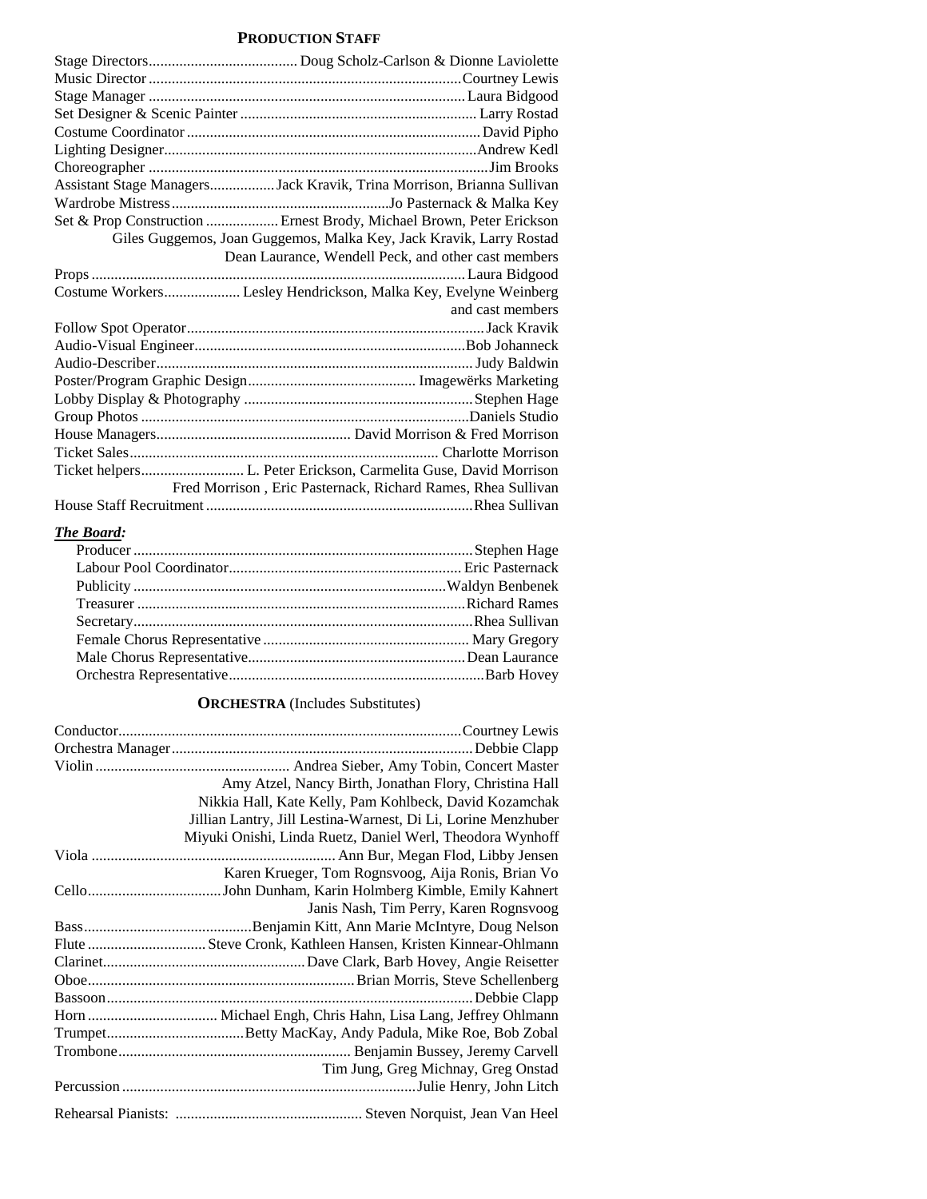## PRODUCTION STAFF

| | |
|---|---|
| Stage Directors | Doug Scholz-Carlson & Dionne Laviolette |
| Music Director | Courtney Lewis |
| Stage Manager | Laura Bidgood |
| Set Designer & Scenic Painter | Larry Rostad |
| Costume Coordinator | David Pipho |
| Lighting Designer | Andrew Kedl |
| Choreographer | Jim Brooks |
| Assistant Stage Managers | Jack Kravik, Trina Morrison, Brianna Sullivan |
| Wardrobe Mistress | Jo Pasternack & Malka Key |
| Set & Prop Construction | Ernest Brody, Michael Brown, Peter Erickson Giles Guggemos, Joan Guggemos, Malka Key, Jack Kravik, Larry Rostad Dean Laurance, Wendell Peck, and other cast members |
| Props | Laura Bidgood |
| Costume Workers | Lesley Hendrickson, Malka Key, Evelyne Weinberg and cast members |
| Follow Spot Operator | Jack Kravik |
| Audio-Visual Engineer | Bob Johanneck |
| Audio-Describer | Judy Baldwin |
| Poster/Program Graphic Design | Imagewërks Marketing |
| Lobby Display & Photography | Stephen Hage |
| Group Photos | Daniels Studio |
| House Managers | David Morrison & Fred Morrison |
| Ticket Sales | Charlotte Morrison |
| Ticket helpers | L. Peter Erickson, Carmelita Guse, David Morrison Fred Morrison , Eric Pasternack, Richard Rames, Rhea Sullivan |
| House Staff Recruitment | Rhea Sullivan |

### ***The Board:***

| | |
|---|---|
| Producer | Stephen Hage |
| Labour Pool Coordinator | Eric Pasternack |
| Publicity | Waldyn Benbenek |
| Treasurer | Richard Rames |
| Secretary | Rhea Sullivan |
| Female Chorus Representative | Mary Gregory |
| Male Chorus Representative | Dean Laurance |
| Orchestra Representative | Barb Hovey |

## ORCHESTRA (Includes Substitutes)

| | |
|---|---|
| Conductor | Courtney Lewis |
| Orchestra Manager | Debbie Clapp |
| Violin | Andrea Sieber, Amy Tobin, Concert Master Amy Atzel, Nancy Birth, Jonathan Flory, Christina Hall Nikkia Hall, Kate Kelly, Pam Kohlbeck, David Kozamchak Jillian Lantry, Jill Lestina-Warnest, Di Li, Lorine Menzhuber Miyuki Onishi, Linda Ruetz, Daniel Werl, Theodora Wynhoff |
| Viola | Ann Bur, Megan Flod, Libby Jensen Karen Krueger, Tom Rognsvoog, Aija Ronis, Brian Vo |
| Cello | John Dunham, Karin Holmberg Kimble, Emily Kahnert Janis Nash, Tim Perry, Karen Rognsvoog |
| Bass | Benjamin Kitt, Ann Marie McIntyre, Doug Nelson |
| Flute | Steve Cronk, Kathleen Hansen, Kristen Kinnear-Ohlmann |
| Clarinet | Dave Clark, Barb Hovey, Angie Reisetter |
| Oboe | Brian Morris, Steve Schellenberg |
| Bassoon | Debbie Clapp |
| Horn | Michael Engh, Chris Hahn, Lisa Lang, Jeffrey Ohlmann |
| Trumpet | Betty MacKay, Andy Padula, Mike Roe, Bob Zobal |
| Trombone | Benjamin Bussey, Jeremy Carvell Tim Jung, Greg Michnay, Greg Onstad |
| Percussion | Julie Henry, John Litch |
| Rehearsal Pianists: | Steven Norquist, Jean Van Heel |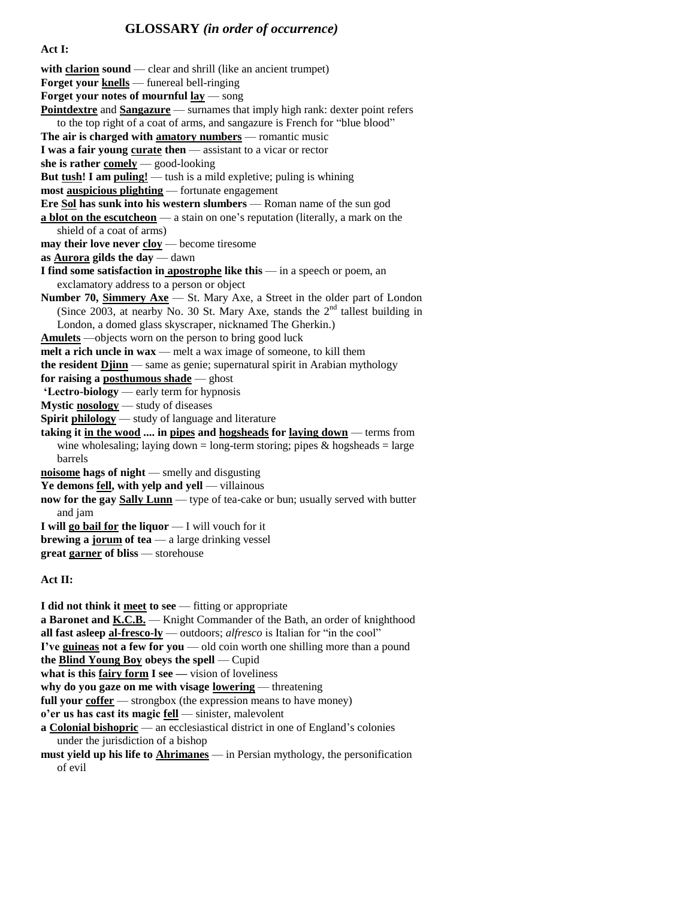## GLOSSARY *(in order of occurrence)*

**Act I:**

**with clarion sound** — clear and shrill (like an ancient trumpet)
**Forget your knells** — funereal bell-ringing
**Forget your notes of mournful lay** — song
**Pointdextre** and **Sangazure** — surnames that imply high rank: dexter point refers to the top right of a coat of arms, and sangazure is French for "blue blood"
**The air is charged with amatory numbers** — romantic music
**I was a fair young curate then** — assistant to a vicar or rector
**she is rather comely** — good-looking
**But tush! I am puling!** — tush is a mild expletive; puling is whining
**most auspicious plighting** — fortunate engagement
**Ere Sol has sunk into his western slumbers** — Roman name of the sun god
**a blot on the escutcheon** — a stain on one's reputation (literally, a mark on the shield of a coat of arms)
**may their love never cloy** — become tiresome
**as Aurora gilds the day** — dawn
**I find some satisfaction in apostrophe like this** — in a speech or poem, an exclamatory address to a person or object
**Number 70, Simmery Axe** — St. Mary Axe, a Street in the older part of London (Since 2003, at nearby No. 30 St. Mary Axe, stands the 2nd tallest building in London, a domed glass skyscraper, nicknamed The Gherkin.)
**Amulets** —objects worn on the person to bring good luck
**melt a rich uncle in wax** — melt a wax image of someone, to kill them
**the resident Djinn** — same as genie; supernatural spirit in Arabian mythology
**for raising a posthumous shade** — ghost
**'Lectro-biology** — early term for hypnosis
**Mystic nosology** — study of diseases
**Spirit philology** — study of language and literature
**taking it in the wood .... in pipes and hogsheads for laying down** — terms from wine wholesaling; laying down = long-term storing; pipes & hogsheads = large barrels
**noisome hags of night** — smelly and disgusting
**Ye demons fell, with yelp and yell** — villainous
**now for the gay Sally Lunn** — type of tea-cake or bun; usually served with butter and jam
**I will go bail for the liquor** — I will vouch for it
**brewing a jorum of tea** — a large drinking vessel
**great garner of bliss** — storehouse

**Act II:**

**I did not think it meet to see** — fitting or appropriate
**a Baronet and K.C.B.** — Knight Commander of the Bath, an order of knighthood
**all fast asleep al-fresco-ly** — outdoors; *alfresco* is Italian for "in the cool"
**I've guineas not a few for you** — old coin worth one shilling more than a pound
**the Blind Young Boy obeys the spell** — Cupid
**what is this fairy form I see** — vision of loveliness
**why do you gaze on me with visage lowering** — threatening
**full your coffer** — strongbox (the expression means to have money)
**o'er us has cast its magic fell** — sinister, malevolent
**a Colonial bishopric** — an ecclesiastical district in one of England's colonies under the jurisdiction of a bishop
**must yield up his life to Ahrimanes** — in Persian mythology, the personification of evil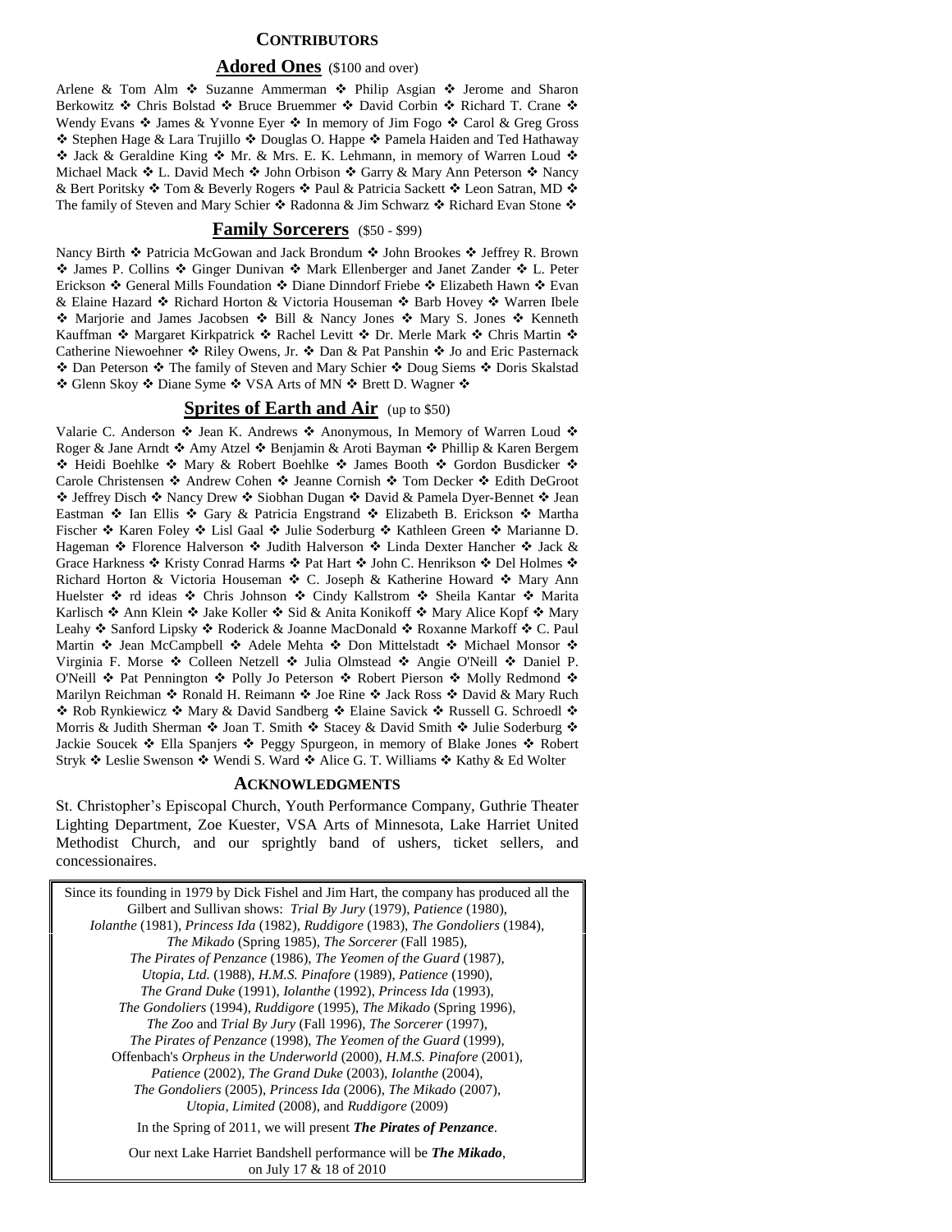## CONTRIBUTORS

### Adored Ones (\$100 and over)

Arlene & Tom Alm ❖ Suzanne Ammerman ❖ Philip Asgian ❖ Jerome and Sharon Berkowitz ❖ Chris Bolstad ❖ Bruce Bruemmer ❖ David Corbin ❖ Richard T. Crane ❖ Wendy Evans ❖ James & Yvonne Eyer ❖ In memory of Jim Fogo ❖ Carol & Greg Gross ❖ Stephen Hage & Lara Trujillo ❖ Douglas O. Happe ❖ Pamela Haiden and Ted Hathaway ❖ Jack & Geraldine King ❖ Mr. & Mrs. E. K. Lehmann, in memory of Warren Loud ❖ Michael Mack ❖ L. David Mech ❖ John Orbison ❖ Garry & Mary Ann Peterson ❖ Nancy & Bert Poritsky ❖ Tom & Beverly Rogers ❖ Paul & Patricia Sackett ❖ Leon Satran, MD ❖ The family of Steven and Mary Schier ❖ Radonna & Jim Schwarz ❖ Richard Evan Stone ❖

### Family Sorcerers (\$50 - \$99)

Nancy Birth ❖ Patricia McGowan and Jack Brondum ❖ John Brookes ❖ Jeffrey R. Brown ❖ James P. Collins ❖ Ginger Dunivan ❖ Mark Ellenberger and Janet Zander ❖ L. Peter Erickson ❖ General Mills Foundation ❖ Diane Dinndorf Friebe ❖ Elizabeth Hawn ❖ Evan & Elaine Hazard ❖ Richard Horton & Victoria Houseman ❖ Barb Hovey ❖ Warren Ibele ❖ Marjorie and James Jacobsen ❖ Bill & Nancy Jones ❖ Mary S. Jones ❖ Kenneth Kauffman ❖ Margaret Kirkpatrick ❖ Rachel Levitt ❖ Dr. Merle Mark ❖ Chris Martin ❖ Catherine Niewoehner ❖ Riley Owens, Jr. ❖ Dan & Pat Panshin ❖ Jo and Eric Pasternack ❖ Dan Peterson ❖ The family of Steven and Mary Schier ❖ Doug Siems ❖ Doris Skalstad ❖ Glenn Skoy ❖ Diane Syme ❖ VSA Arts of MN ❖ Brett D. Wagner ❖

### Sprites of Earth and Air (up to \$50)

Valarie C. Anderson ❖ Jean K. Andrews ❖ Anonymous, In Memory of Warren Loud ❖ Roger & Jane Arndt ❖ Amy Atzel ❖ Benjamin & Aroti Bayman ❖ Phillip & Karen Bergem ❖ Heidi Boehlke ❖ Mary & Robert Boehlke ❖ James Booth ❖ Gordon Busdicker ❖ Carole Christensen ❖ Andrew Cohen ❖ Jeanne Cornish ❖ Tom Decker ❖ Edith DeGroot ❖ Jeffrey Disch ❖ Nancy Drew ❖ Siobhan Dugan ❖ David & Pamela Dyer-Bennet ❖ Jean Eastman ❖ Ian Ellis ❖ Gary & Patricia Engstrand ❖ Elizabeth B. Erickson ❖ Martha Fischer ❖ Karen Foley ❖ Lisl Gaal ❖ Julie Soderburg ❖ Kathleen Green ❖ Marianne D. Hageman ❖ Florence Halverson ❖ Judith Halverson ❖ Linda Dexter Hancher ❖ Jack & Grace Harkness ❖ Kristy Conrad Harms ❖ Pat Hart ❖ John C. Henrikson ❖ Del Holmes ❖ Richard Horton & Victoria Houseman ❖ C. Joseph & Katherine Howard ❖ Mary Ann Huelster ❖ rd ideas ❖ Chris Johnson ❖ Cindy Kallstrom ❖ Sheila Kantar ❖ Marita Karlisch ❖ Ann Klein ❖ Jake Koller ❖ Sid & Anita Konikoff ❖ Mary Alice Kopf ❖ Mary Leahy ❖ Sanford Lipsky ❖ Roderick & Joanne MacDonald ❖ Roxanne Markoff ❖ C. Paul Martin ❖ Jean McCampbell ❖ Adele Mehta ❖ Don Mittelstadt ❖ Michael Monsor ❖ Virginia F. Morse ❖ Colleen Netzell ❖ Julia Olmstead ❖ Angie O'Neill ❖ Daniel P. O'Neill ❖ Pat Pennington ❖ Polly Jo Peterson ❖ Robert Pierson ❖ Molly Redmond ❖ Marilyn Reichman ❖ Ronald H. Reimann ❖ Joe Rine ❖ Jack Ross ❖ David & Mary Ruch ❖ Rob Rynkiewicz ❖ Mary & David Sandberg ❖ Elaine Savick ❖ Russell G. Schroedl ❖ Morris & Judith Sherman ❖ Joan T. Smith ❖ Stacey & David Smith ❖ Julie Soderburg ❖ Jackie Soucek ❖ Ella Spanjers ❖ Peggy Spurgeon, in memory of Blake Jones ❖ Robert Stryk ❖ Leslie Swenson ❖ Wendi S. Ward ❖ Alice G. T. Williams ❖ Kathy & Ed Wolter

## ACKNOWLEDGMENTS

St. Christopher's Episcopal Church, Youth Performance Company, Guthrie Theater Lighting Department, Zoe Kuester, VSA Arts of Minnesota, Lake Harriet United Methodist Church, and our sprightly band of ushers, ticket sellers, and concessionaires.

Since its founding in 1979 by Dick Fishel and Jim Hart, the company has produced all the Gilbert and Sullivan shows: *Trial By Jury* (1979), *Patience* (1980), *Iolanthe* (1981), *Princess Ida* (1982), *Ruddigore* (1983), *The Gondoliers* (1984), *The Mikado* (Spring 1985), *The Sorcerer* (Fall 1985), *The Pirates of Penzance* (1986), *The Yeomen of the Guard* (1987), *Utopia, Ltd.* (1988), *H.M.S. Pinafore* (1989), *Patience* (1990), *The Grand Duke* (1991), *Iolanthe* (1992), *Princess Ida* (1993), *The Gondoliers* (1994), *Ruddigore* (1995), *The Mikado* (Spring 1996), *The Zoo* and *Trial By Jury* (Fall 1996), *The Sorcerer* (1997), *The Pirates of Penzance* (1998), *The Yeomen of the Guard* (1999), Offenbach's *Orpheus in the Underworld* (2000), *H.M.S. Pinafore* (2001), *Patience* (2002), *The Grand Duke* (2003), *Iolanthe* (2004), *The Gondoliers* (2005), *Princess Ida* (2006), *The Mikado* (2007), *Utopia, Limited* (2008), and *Ruddigore* (2009)

In the Spring of 2011, we will present ***The Pirates of Penzance***.

Our next Lake Harriet Bandshell performance will be ***The Mikado***, on July 17 & 18 of 2010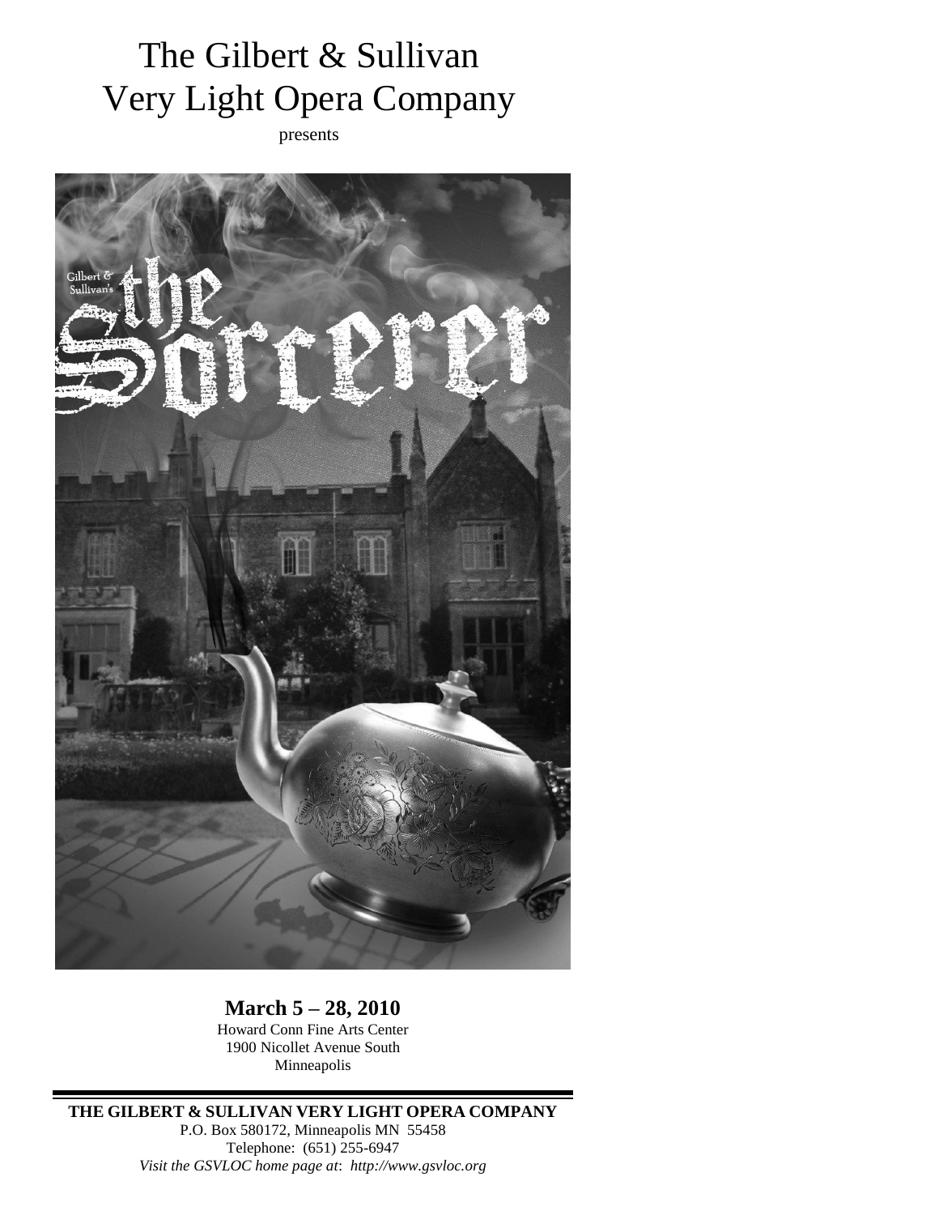# The Gilbert & Sullivan Very Light Opera Company

presents

**March 5 – 28, 2010**

Howard Conn Fine Arts Center
1900 Nicollet Avenue South
Minneapolis

---

**THE GILBERT & SULLIVAN VERY LIGHT OPERA COMPANY**

P.O. Box 580172, Minneapolis MN 55458
Telephone: (651) 255-6947
*Visit the GSVLOC home page at*: *http://www.gsvloc.org*